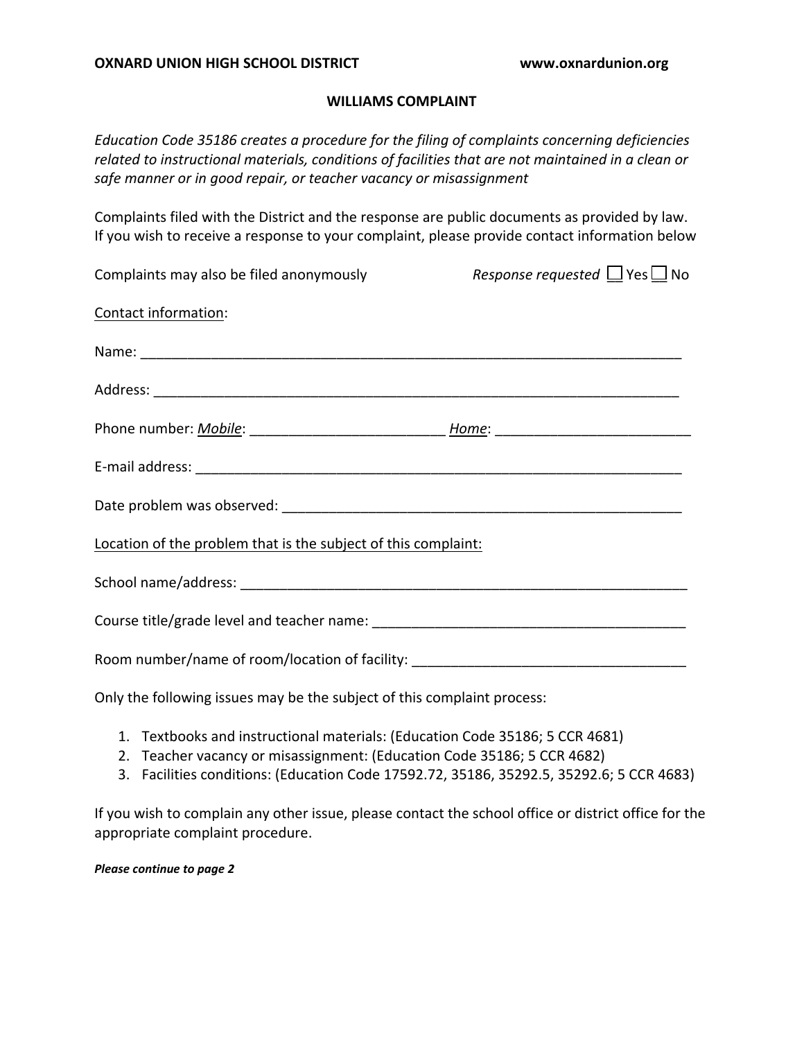**OXNARD UNION HIGH SCHOOL DISTRICT** **www.oxnardunion.org**

# WILLIAMS COMPLAINT

*Education Code 35186 creates a procedure for the filing of complaints concerning deficiencies related to instructional materials, conditions of facilities that are not maintained in a clean or safe manner or in good repair, or teacher vacancy or misassignment*

Complaints filed with the District and the response are public documents as provided by law. If you wish to receive a response to your complaint, please provide contact information below

Complaints may also be filed anonymously *Response requested* ☐ Yes ☐ No

Contact information:

Name: ______________________________________________________________________

Address: ____________________________________________________________________

Phone number: *Mobile*: ________________________ *Home*: ________________________

E-mail address: ______________________________________________________________

Date problem was observed: ___________________________________________________

Location of the problem that is the subject of this complaint:

School name/address: _________________________________________________________

Course title/grade level and teacher name: _______________________________________

Room number/name of room/location of facility: __________________________________

Only the following issues may be the subject of this complaint process:

1. Textbooks and instructional materials: (Education Code 35186; 5 CCR 4681)
2. Teacher vacancy or misassignment: (Education Code 35186; 5 CCR 4682)
3. Facilities conditions: (Education Code 17592.72, 35186, 35292.5, 35292.6; 5 CCR 4683)

If you wish to complain any other issue, please contact the school office or district office for the appropriate complaint procedure.

***Please continue to page 2***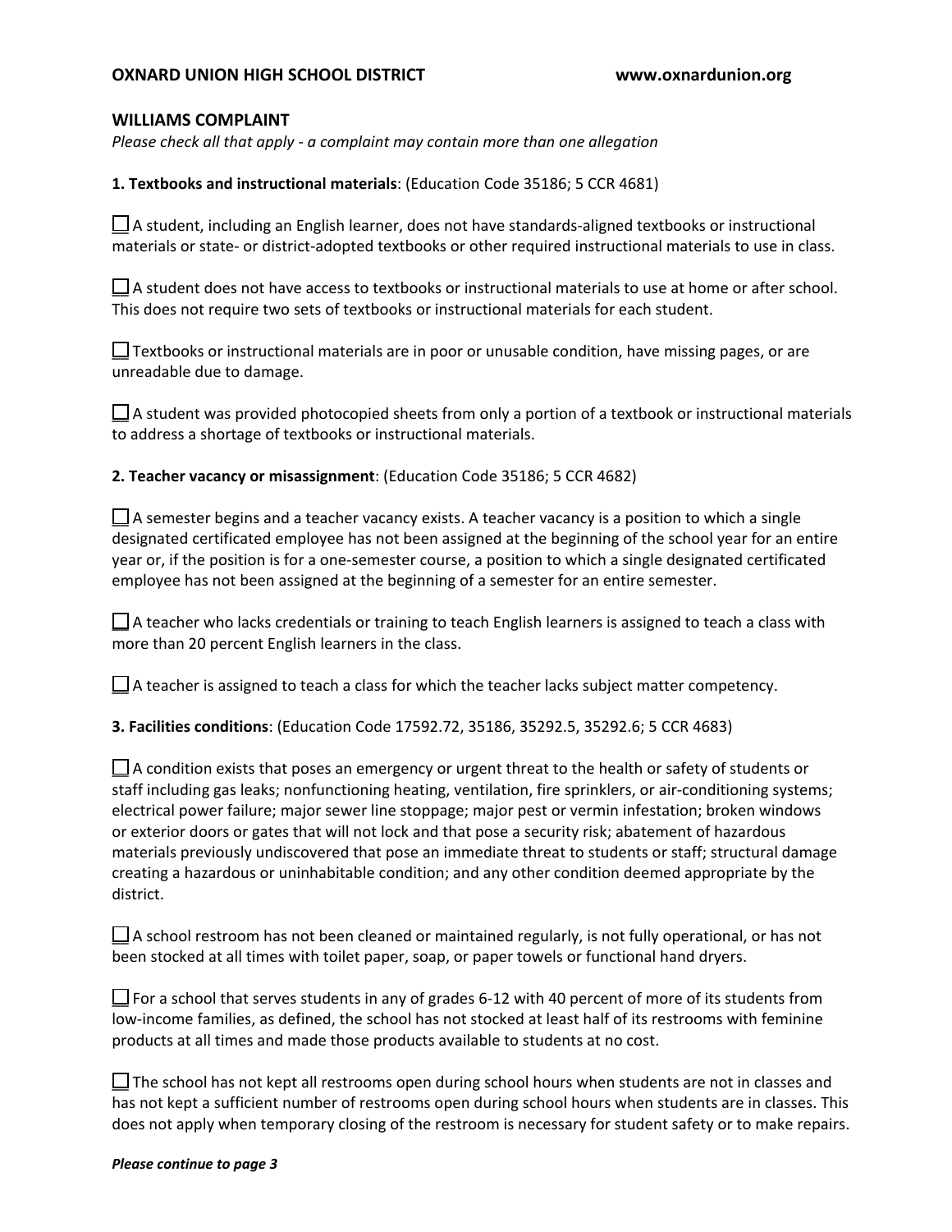**OXNARD UNION HIGH SCHOOL DISTRICT** **www.oxnardunion.org**

## WILLIAMS COMPLAINT

*Please check all that apply - a complaint may contain more than one allegation*

**1. Textbooks and instructional materials**: (Education Code 35186; 5 CCR 4681)

☐ A student, including an English learner, does not have standards-aligned textbooks or instructional materials or state- or district-adopted textbooks or other required instructional materials to use in class.

☐ A student does not have access to textbooks or instructional materials to use at home or after school. This does not require two sets of textbooks or instructional materials for each student.

☐ Textbooks or instructional materials are in poor or unusable condition, have missing pages, or are unreadable due to damage.

☐ A student was provided photocopied sheets from only a portion of a textbook or instructional materials to address a shortage of textbooks or instructional materials.

**2. Teacher vacancy or misassignment**: (Education Code 35186; 5 CCR 4682)

☐ A semester begins and a teacher vacancy exists. A teacher vacancy is a position to which a single designated certificated employee has not been assigned at the beginning of the school year for an entire year or, if the position is for a one-semester course, a position to which a single designated certificated employee has not been assigned at the beginning of a semester for an entire semester.

☐ A teacher who lacks credentials or training to teach English learners is assigned to teach a class with more than 20 percent English learners in the class.

☐ A teacher is assigned to teach a class for which the teacher lacks subject matter competency.

**3. Facilities conditions**: (Education Code 17592.72, 35186, 35292.5, 35292.6; 5 CCR 4683)

☐ A condition exists that poses an emergency or urgent threat to the health or safety of students or staff including gas leaks; nonfunctioning heating, ventilation, fire sprinklers, or air-conditioning systems; electrical power failure; major sewer line stoppage; major pest or vermin infestation; broken windows or exterior doors or gates that will not lock and that pose a security risk; abatement of hazardous materials previously undiscovered that pose an immediate threat to students or staff; structural damage creating a hazardous or uninhabitable condition; and any other condition deemed appropriate by the district.

☐ A school restroom has not been cleaned or maintained regularly, is not fully operational, or has not been stocked at all times with toilet paper, soap, or paper towels or functional hand dryers.

☐ For a school that serves students in any of grades 6-12 with 40 percent of more of its students from low-income families, as defined, the school has not stocked at least half of its restrooms with feminine products at all times and made those products available to students at no cost.

☐ The school has not kept all restrooms open during school hours when students are not in classes and has not kept a sufficient number of restrooms open during school hours when students are in classes. This does not apply when temporary closing of the restroom is necessary for student safety or to make repairs.

***Please continue to page 3***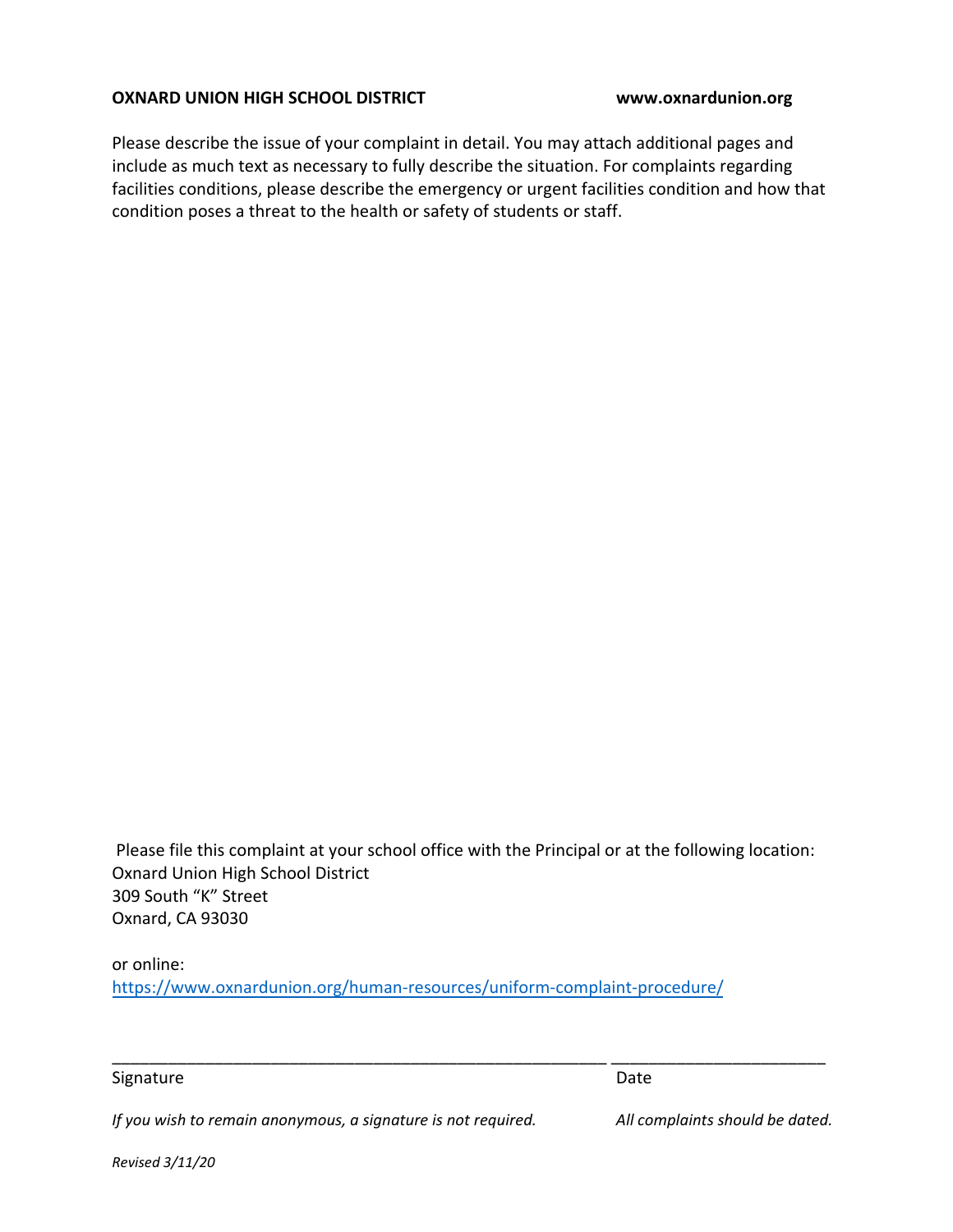**OXNARD UNION HIGH SCHOOL DISTRICT** **www.oxnardunion.org**

Please describe the issue of your complaint in detail. You may attach additional pages and include as much text as necessary to fully describe the situation. For complaints regarding facilities conditions, please describe the emergency or urgent facilities condition and how that condition poses a threat to the health or safety of students or staff.

Please file this complaint at your school office with the Principal or at the following location:
Oxnard Union High School District
309 South "K" Street
Oxnard, CA 93030

or online:
https://www.oxnardunion.org/human-resources/uniform-complaint-procedure/

\_\_\_\_\_\_\_\_\_\_\_\_\_\_\_\_\_\_\_\_\_\_\_\_\_\_\_\_\_\_\_\_\_\_\_\_\_\_\_\_\_\_\_\_ \_\_\_\_\_\_\_\_\_\_\_\_\_\_\_\_\_\_\_\_

Signature Date

*If you wish to remain anonymous, a signature is not required.* *All complaints should be dated.*

*Revised 3/11/20*